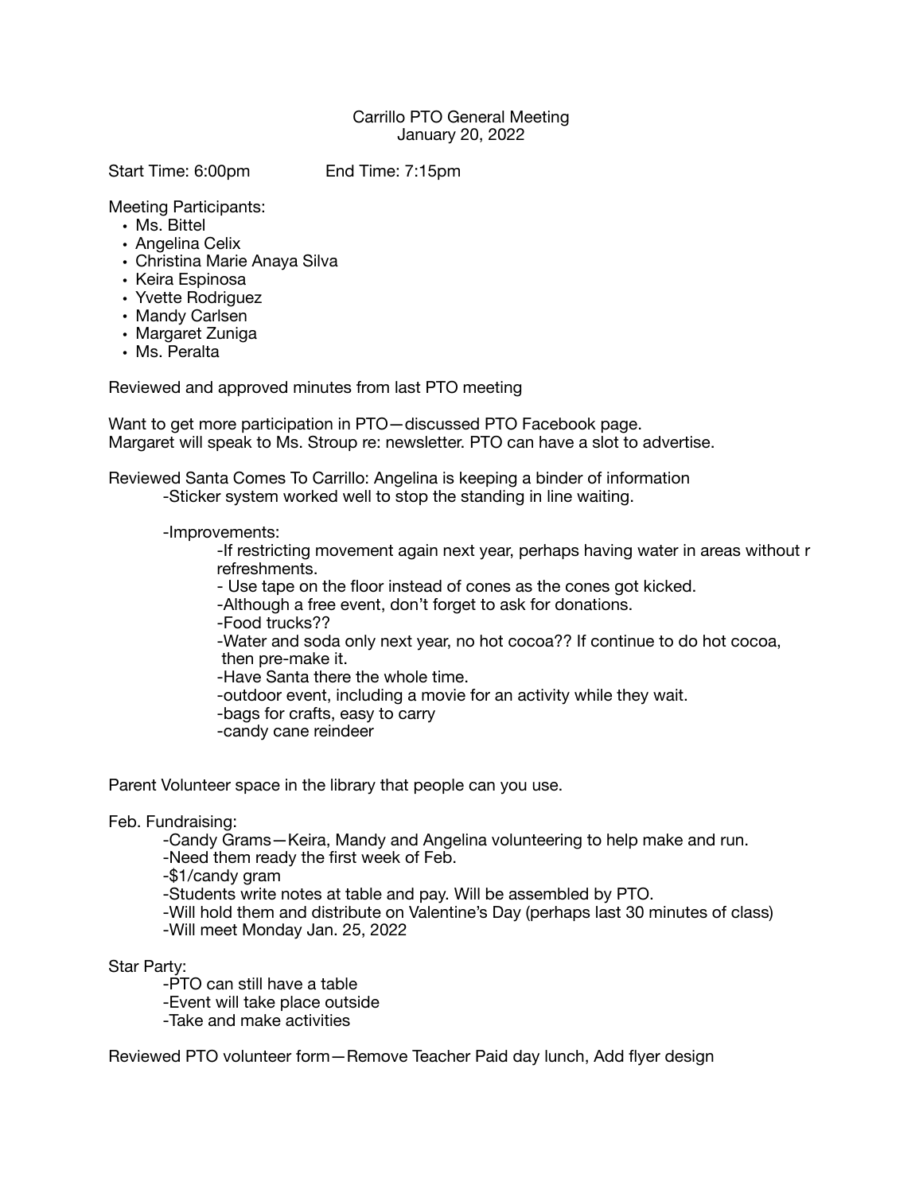Carrillo PTO General Meeting
January 20, 2022

Start Time: 6:00pm End Time: 7:15pm

Meeting Participants:

- Ms. Bittel
- Angelina Celix
- Christina Marie Anaya Silva
- Keira Espinosa
- Yvette Rodriguez
- Mandy Carlsen
- Margaret Zuniga
- Ms. Peralta

Reviewed and approved minutes from last PTO meeting

Want to get more participation in PTO—discussed PTO Facebook page.
Margaret will speak to Ms. Stroup re: newsletter. PTO can have a slot to advertise.

Reviewed Santa Comes To Carrillo: Angelina is keeping a binder of information

- -Sticker system worked well to stop the standing in line waiting.
- -Improvements:
  - -If restricting movement again next year, perhaps having water in areas without r refreshments.
  - - Use tape on the floor instead of cones as the cones got kicked.
  - -Although a free event, don't forget to ask for donations.
  - -Food trucks??
  - -Water and soda only next year, no hot cocoa?? If continue to do hot cocoa, then pre-make it.
  - -Have Santa there the whole time.
  - -outdoor event, including a movie for an activity while they wait.
  - -bags for crafts, easy to carry
  - -candy cane reindeer

Parent Volunteer space in the library that people can you use.

Feb. Fundraising:

- -Candy Grams—Keira, Mandy and Angelina volunteering to help make and run.
- -Need them ready the first week of Feb.
- -$1/candy gram
- -Students write notes at table and pay. Will be assembled by PTO.
- -Will hold them and distribute on Valentine's Day (perhaps last 30 minutes of class)
- -Will meet Monday Jan. 25, 2022

Star Party:

- -PTO can still have a table
- -Event will take place outside
- -Take and make activities

Reviewed PTO volunteer form—Remove Teacher Paid day lunch, Add flyer design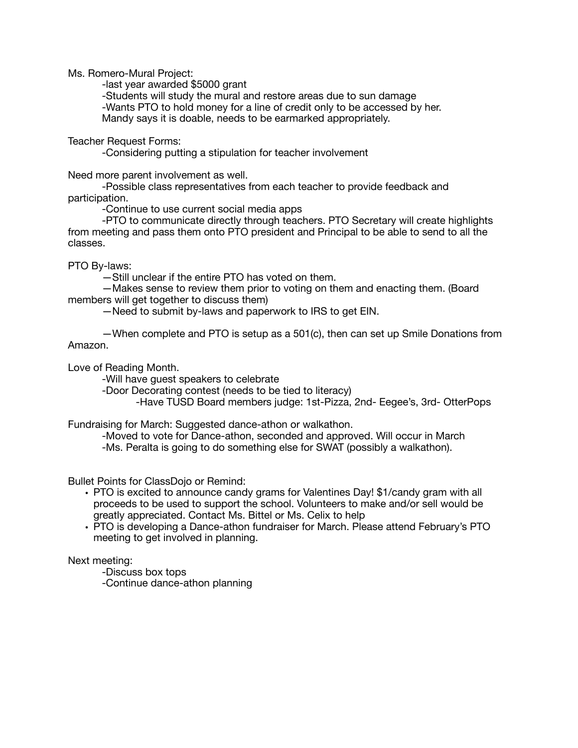Ms. Romero-Mural Project:

- last year awarded $5000 grant
- Students will study the mural and restore areas due to sun damage
- Wants PTO to hold money for a line of credit only to be accessed by her.
  Mandy says it is doable, needs to be earmarked appropriately.

Teacher Request Forms:

- Considering putting a stipulation for teacher involvement

Need more parent involvement as well.

- Possible class representatives from each teacher to provide feedback and participation.
- Continue to use current social media apps
- PTO to communicate directly through teachers. PTO Secretary will create highlights from meeting and pass them onto PTO president and Principal to be able to send to all the classes.

PTO By-laws:

- —Still unclear if the entire PTO has voted on them.
- —Makes sense to review them prior to voting on them and enacting them. (Board members will get together to discuss them)
- —Need to submit by-laws and paperwork to IRS to get EIN.

- —When complete and PTO is setup as a 501(c), then can set up Smile Donations from Amazon.

Love of Reading Month.

- Will have guest speakers to celebrate
- Door Decorating contest (needs to be tied to literacy)
  - Have TUSD Board members judge: 1st-Pizza, 2nd- Eegee's, 3rd- OtterPops

Fundraising for March: Suggested dance-athon or walkathon.

- Moved to vote for Dance-athon, seconded and approved. Will occur in March
- Ms. Peralta is going to do something else for SWAT (possibly a walkathon).

Bullet Points for ClassDojo or Remind:

- PTO is excited to announce candy grams for Valentines Day! $1/candy gram with all proceeds to be used to support the school. Volunteers to make and/or sell would be greatly appreciated. Contact Ms. Bittel or Ms. Celix to help
- PTO is developing a Dance-athon fundraiser for March. Please attend February's PTO meeting to get involved in planning.

Next meeting:

- Discuss box tops
- Continue dance-athon planning